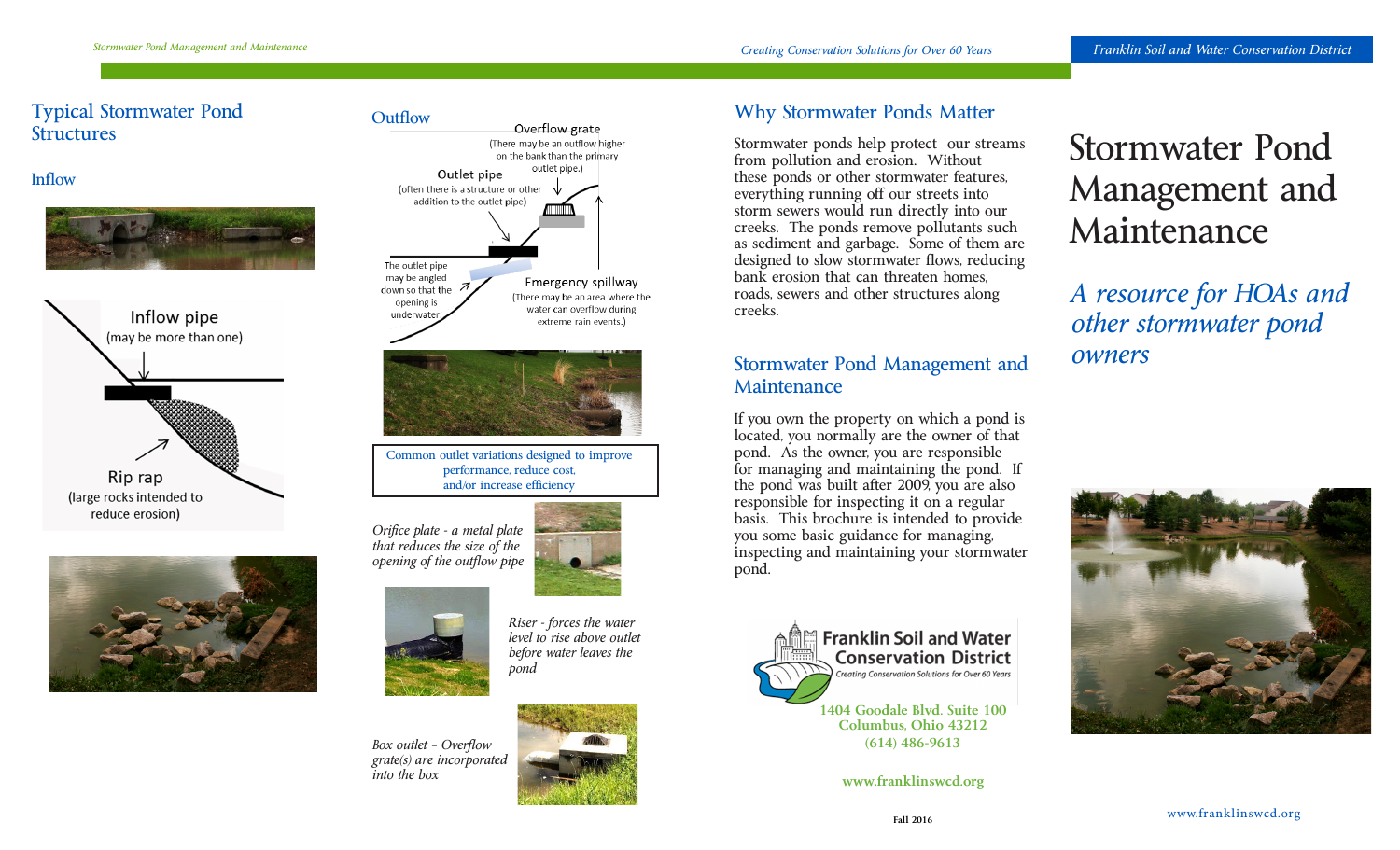## Typical Stormwater Pond Structures

### Inflow

Inflow pipe
(may be more than one)

Rip rap
(large rocks intended to reduce erosion)

### Outflow

Overflow grate
(There may be an outflow higher on the bank than the primary outlet pipe.)

Outlet pipe
(often there is a structure or other addition to the outlet pipe)

The outlet pipe may be angled down so that the opening is underwater.

Emergency spillway
(There may be an area where the water can overflow during extreme rain events.)

Common outlet variations designed to improve performance, reduce cost, and/or increase efficiency

*Orifice plate - a metal plate that reduces the size of the opening of the outflow pipe*

*Riser - forces the water level to rise above outlet before water leaves the pond*

*Box outlet – Overflow grate(s) are incorporated into the box*

## Why Stormwater Ponds Matter

Stormwater ponds help protect our streams from pollution and erosion. Without these ponds or other stormwater features, everything running off our streets into storm sewers would run directly into our creeks. The ponds remove pollutants such as sediment and garbage. Some of them are designed to slow stormwater flows, reducing bank erosion that can threaten homes, roads, sewers and other structures along creeks.

## Stormwater Pond Management and Maintenance

If you own the property on which a pond is located, you normally are the owner of that pond. As the owner, you are responsible for managing and maintaining the pond. If the pond was built after 2009, you are also responsible for inspecting it on a regular basis. This brochure is intended to provide you some basic guidance for managing, inspecting and maintaining your stormwater pond.

**Franklin Soil and Water Conservation District**
*Creating Conservation Solutions for Over 60 Years*

1404 Goodale Blvd. Suite 100
Columbus, Ohio 43212
(614) 486-9613

www.franklinswcd.org

Fall 2016

# Stormwater Pond Management and Maintenance

## *A resource for HOAs and other stormwater pond owners*

www.franklinswcd.org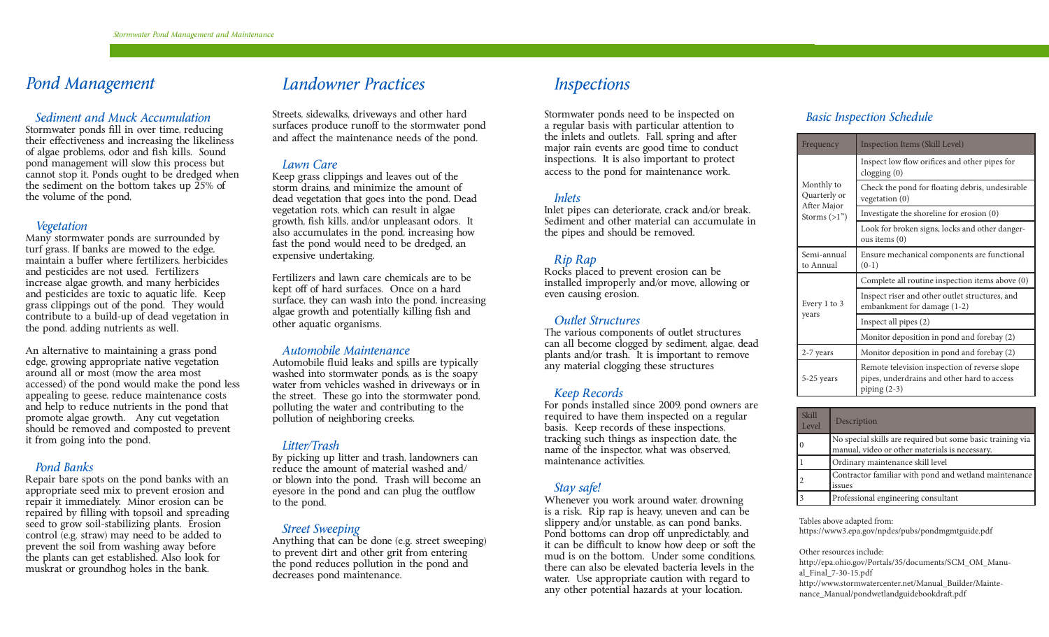# Pond Management

## Sediment and Muck Accumulation

Stormwater ponds fill in over time, reducing their effectiveness and increasing the likeliness of algae problems, odor and fish kills. Sound pond management will slow this process but cannot stop it. Ponds ought to be dredged when the sediment on the bottom takes up 25% of the volume of the pond.

## Vegetation

Many stormwater ponds are surrounded by turf grass. If banks are mowed to the edge, maintain a buffer where fertilizers, herbicides and pesticides are not used. Fertilizers increase algae growth, and many herbicides and pesticides are toxic to aquatic life. Keep grass clippings out of the pond. They would contribute to a build-up of dead vegetation in the pond, adding nutrients as well.

An alternative to maintaining a grass pond edge, growing appropriate native vegetation around all or most (mow the area most accessed) of the pond would make the pond less appealing to geese, reduce maintenance costs and help to reduce nutrients in the pond that promote algae growth. Any cut vegetation should be removed and composted to prevent it from going into the pond.

## Pond Banks

Repair bare spots on the pond banks with an appropriate seed mix to prevent erosion and repair it immediately. Minor erosion can be repaired by filling with topsoil and spreading seed to grow soil-stabilizing plants. Erosion control (e.g. straw) may need to be added to prevent the soil from washing away before the plants can get established. Also look for muskrat or groundhog holes in the bank.

# Landowner Practices

Streets, sidewalks, driveways and other hard surfaces produce runoff to the stormwater pond and affect the maintenance needs of the pond.

## Lawn Care

Keep grass clippings and leaves out of the storm drains, and minimize the amount of dead vegetation that goes into the pond. Dead vegetation rots, which can result in algae growth, fish kills, and/or unpleasant odors. It also accumulates in the pond, increasing how fast the pond would need to be dredged, an expensive undertaking.

Fertilizers and lawn care chemicals are to be kept off of hard surfaces. Once on a hard surface, they can wash into the pond, increasing algae growth and potentially killing fish and other aquatic organisms.

## Automobile Maintenance

Automobile fluid leaks and spills are typically washed into stormwater ponds, as is the soapy water from vehicles washed in driveways or in the street. These go into the stormwater pond, polluting the water and contributing to the pollution of neighboring creeks.

## Litter/Trash

By picking up litter and trash, landowners can reduce the amount of material washed and/or blown into the pond. Trash will become an eyesore in the pond and can plug the outflow to the pond.

## Street Sweeping

Anything that can be done (e.g. street sweeping) to prevent dirt and other grit from entering the pond reduces pollution in the pond and decreases pond maintenance.

# Inspections

Stormwater ponds need to be inspected on a regular basis with particular attention to the inlets and outlets. Fall, spring and after major rain events are good time to conduct inspections. It is also important to protect access to the pond for maintenance work.

## Inlets

Inlet pipes can deteriorate, crack and/or break. Sediment and other material can accumulate in the pipes and should be removed.

## Rip Rap

Rocks placed to prevent erosion can be installed improperly and/or move, allowing or even causing erosion.

## Outlet Structures

The various components of outlet structures can all become clogged by sediment, algae, dead plants and/or trash. It is important to remove any material clogging these structures

## Keep Records

For ponds installed since 2009, pond owners are required to have them inspected on a regular basis. Keep records of these inspections, tracking such things as inspection date, the name of the inspector, what was observed, maintenance activities.

## Stay safe!

Whenever you work around water, drowning is a risk. Rip rap is heavy, uneven and can be slippery and/or unstable, as can pond banks. Pond bottoms can drop off unpredictably, and it can be difficult to know how deep or soft the mud is on the bottom. Under some conditions, there can also be elevated bacteria levels in the water. Use appropriate caution with regard to any other potential hazards at your location.

## Basic Inspection Schedule

| Frequency | Inspection Items (Skill Level) |
|---|---|
| Monthly to Quarterly or After Major Storms (>1") | Inspect low flow orifices and other pipes for clogging (0) |
| | Check the pond for floating debris, undesirable vegetation (0) |
| | Investigate the shoreline for erosion (0) |
| | Look for broken signs, locks and other dangerous items (0) |
| Semi-annual to Annual | Ensure mechanical components are functional (0-1) |
| Every 1 to 3 years | Complete all routine inspection items above (0) |
| | Inspect riser and other outlet structures, and embankment for damage (1-2) |
| | Inspect all pipes (2) |
| | Monitor deposition in pond and forebay (2) |
| 2-7 years | Monitor deposition in pond and forebay (2) |
| 5-25 years | Remote television inspection of reverse slope pipes, underdrains and other hard to access piping (2-3) |

| Skill Level | Description |
|---|---|
| 0 | No special skills are required but some basic training via manual, video or other materials is necessary. |
| 1 | Ordinary maintenance skill level |
| 2 | Contractor familiar with pond and wetland maintenance issues |
| 3 | Professional engineering consultant |

Tables above adapted from:
https://www3.epa.gov/npdes/pubs/pondmgmtguide.pdf

Other resources include:
http://epa.ohio.gov/Portals/35/documents/SCM_OM_Manual_Final_7-30-15.pdf
http://www.stormwatercenter.net/Manual_Builder/Maintenance_Manual/pondwetlandguidebookdraft.pdf